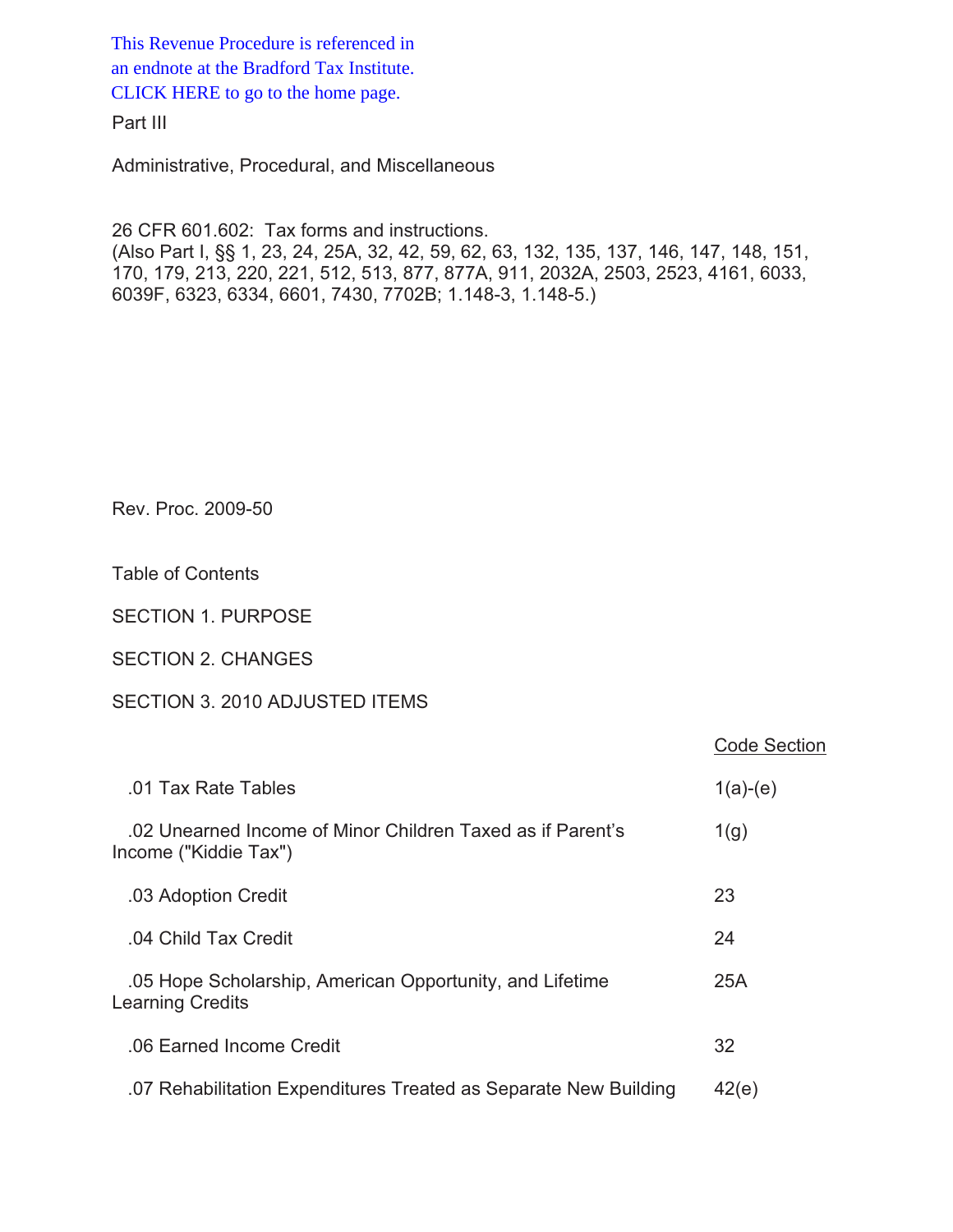This Revenue Procedure is referenced in an endnote at the Bradford Tax Institute. CLICK HERE to go to the home page.

Part III

Administrative, Procedural, and Miscellaneous

26 CFR 601.602: Tax forms and instructions.
(Also Part I, §§ 1, 23, 24, 25A, 32, 42, 59, 62, 63, 132, 135, 137, 146, 147, 148, 151, 170, 179, 213, 220, 221, 512, 513, 877, 877A, 911, 2032A, 2503, 2523, 4161, 6033, 6039F, 6323, 6334, 6601, 7430, 7702B; 1.148-3, 1.148-5.)

Rev. Proc. 2009-50

Table of Contents

SECTION 1. PURPOSE

SECTION 2. CHANGES

SECTION 3. 2010 ADJUSTED ITEMS

| | Code Section |
|---|---|
| .01 Tax Rate Tables | 1(a)-(e) |
| .02 Unearned Income of Minor Children Taxed as if Parent's Income ("Kiddie Tax") | 1(g) |
| .03 Adoption Credit | 23 |
| .04 Child Tax Credit | 24 |
| .05 Hope Scholarship, American Opportunity, and Lifetime Learning Credits | 25A |
| .06 Earned Income Credit | 32 |
| .07 Rehabilitation Expenditures Treated as Separate New Building | 42(e) |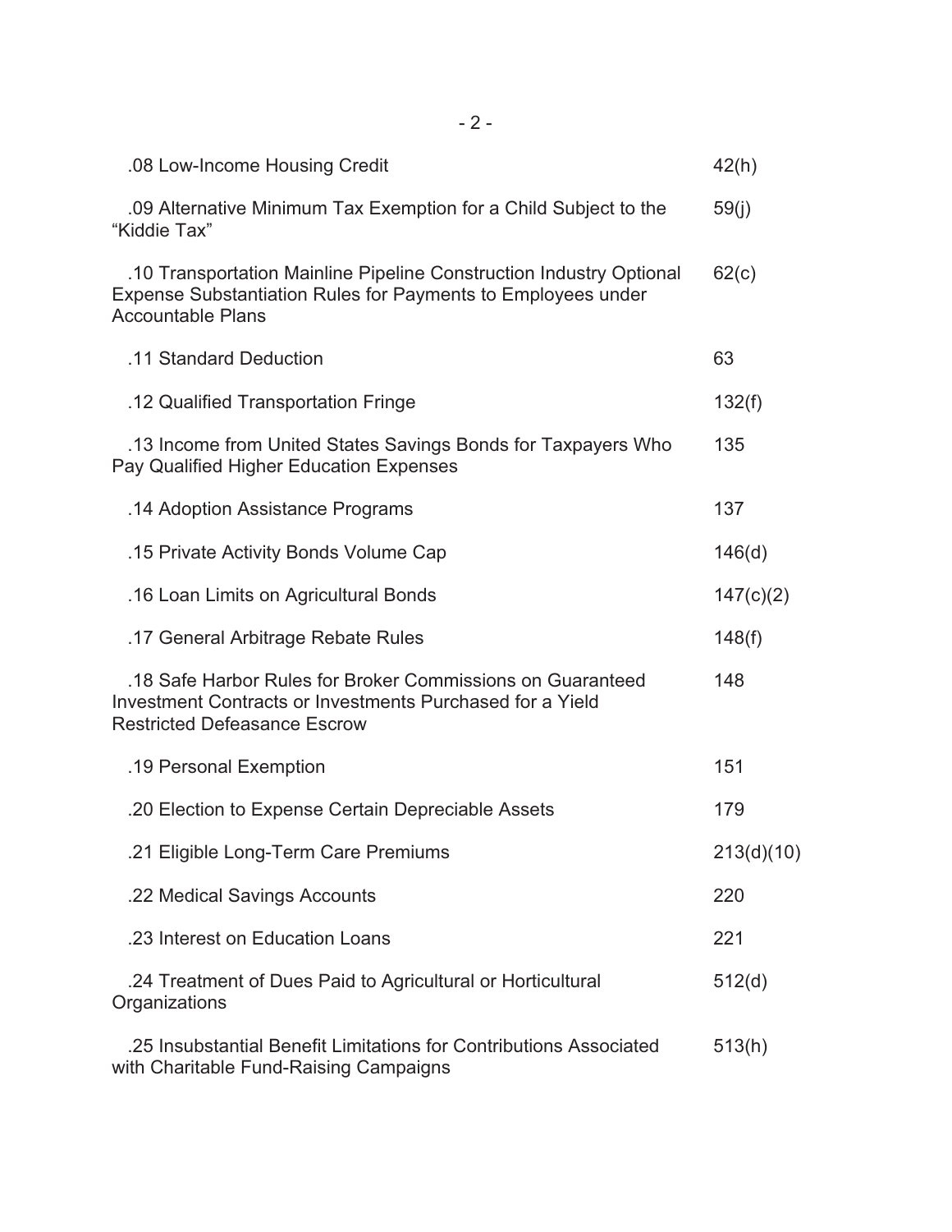| | |
|---|---|
| .08 Low-Income Housing Credit | 42(h) |
| .09 Alternative Minimum Tax Exemption for a Child Subject to the "Kiddie Tax" | 59(j) |
| .10 Transportation Mainline Pipeline Construction Industry Optional Expense Substantiation Rules for Payments to Employees under Accountable Plans | 62(c) |
| .11 Standard Deduction | 63 |
| .12 Qualified Transportation Fringe | 132(f) |
| .13 Income from United States Savings Bonds for Taxpayers Who Pay Qualified Higher Education Expenses | 135 |
| .14 Adoption Assistance Programs | 137 |
| .15 Private Activity Bonds Volume Cap | 146(d) |
| .16 Loan Limits on Agricultural Bonds | 147(c)(2) |
| .17 General Arbitrage Rebate Rules | 148(f) |
| .18 Safe Harbor Rules for Broker Commissions on Guaranteed Investment Contracts or Investments Purchased for a Yield Restricted Defeasance Escrow | 148 |
| .19 Personal Exemption | 151 |
| .20 Election to Expense Certain Depreciable Assets | 179 |
| .21 Eligible Long-Term Care Premiums | 213(d)(10) |
| .22 Medical Savings Accounts | 220 |
| .23 Interest on Education Loans | 221 |
| .24 Treatment of Dues Paid to Agricultural or Horticultural Organizations | 512(d) |
| .25 Insubstantial Benefit Limitations for Contributions Associated with Charitable Fund-Raising Campaigns | 513(h) |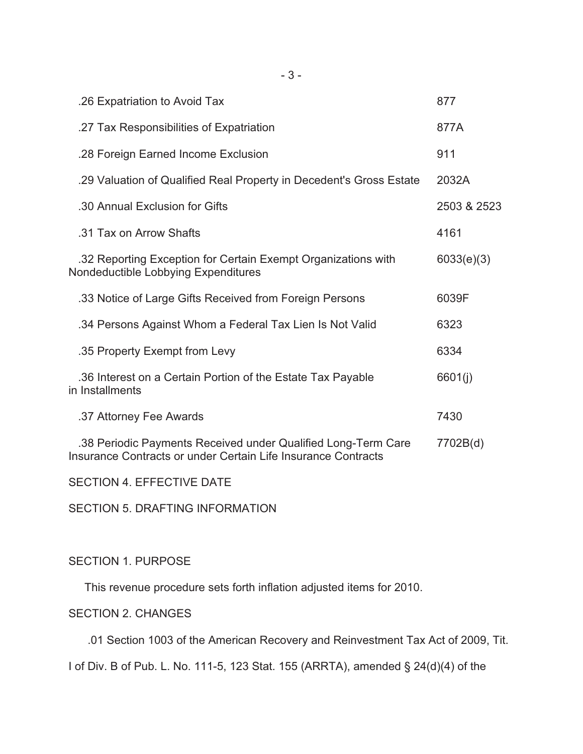| | |
|---|---|
| .26 Expatriation to Avoid Tax | 877 |
| .27 Tax Responsibilities of Expatriation | 877A |
| .28 Foreign Earned Income Exclusion | 911 |
| .29 Valuation of Qualified Real Property in Decedent's Gross Estate | 2032A |
| .30 Annual Exclusion for Gifts | 2503 & 2523 |
| .31 Tax on Arrow Shafts | 4161 |
| .32 Reporting Exception for Certain Exempt Organizations with Nondeductible Lobbying Expenditures | 6033(e)(3) |
| .33 Notice of Large Gifts Received from Foreign Persons | 6039F |
| .34 Persons Against Whom a Federal Tax Lien Is Not Valid | 6323 |
| .35 Property Exempt from Levy | 6334 |
| .36 Interest on a Certain Portion of the Estate Tax Payable in Installments | 6601(j) |
| .37 Attorney Fee Awards | 7430 |
| .38 Periodic Payments Received under Qualified Long-Term Care Insurance Contracts or under Certain Life Insurance Contracts | 7702B(d) |

SECTION 4. EFFECTIVE DATE

SECTION 5. DRAFTING INFORMATION

## SECTION 1. PURPOSE

This revenue procedure sets forth inflation adjusted items for 2010.

## SECTION 2. CHANGES

.01 Section 1003 of the American Recovery and Reinvestment Tax Act of 2009, Tit. I of Div. B of Pub. L. No. 111-5, 123 Stat. 155 (ARRTA), amended § 24(d)(4) of the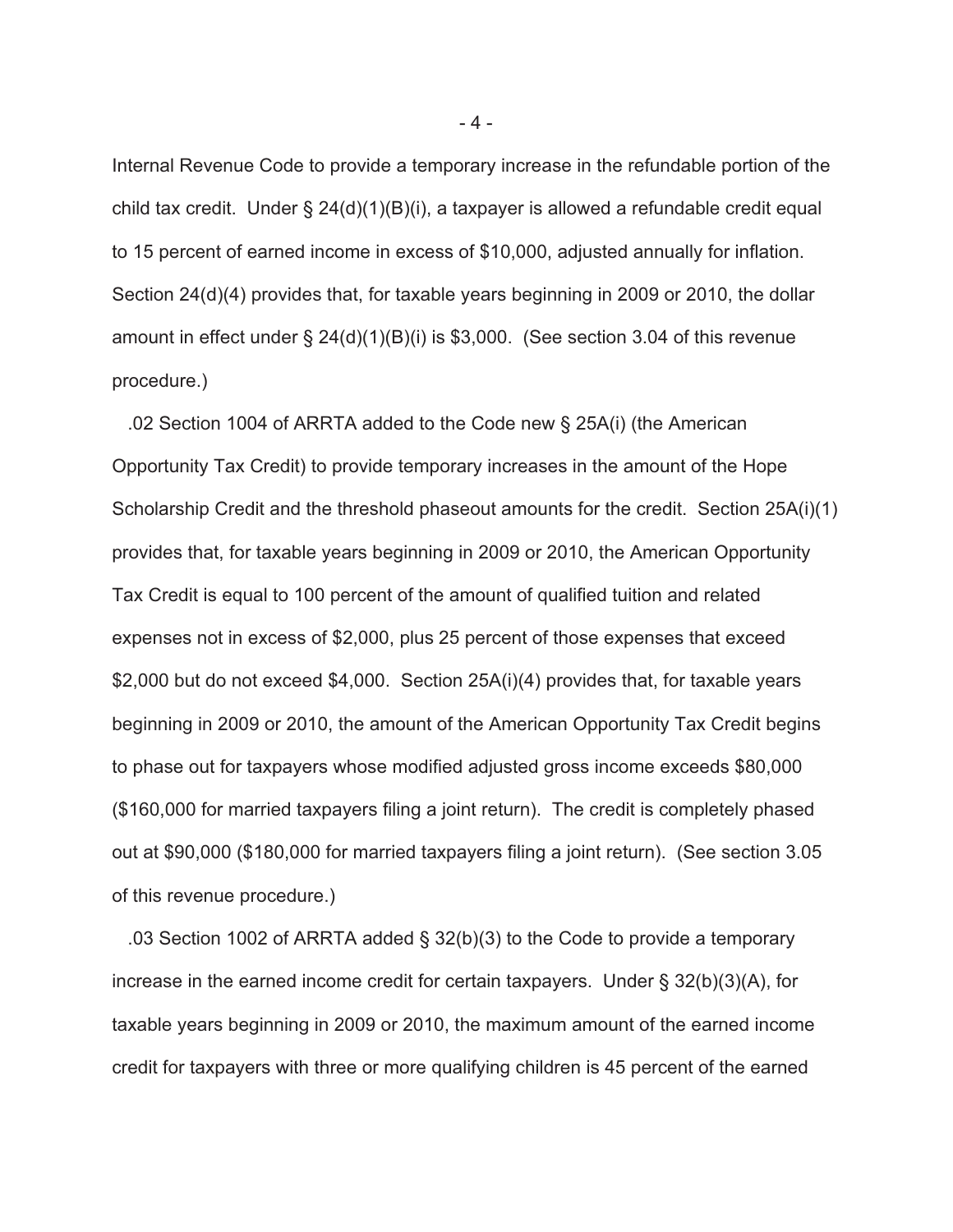Internal Revenue Code to provide a temporary increase in the refundable portion of the child tax credit. Under § 24(d)(1)(B)(i), a taxpayer is allowed a refundable credit equal to 15 percent of earned income in excess of $10,000, adjusted annually for inflation. Section 24(d)(4) provides that, for taxable years beginning in 2009 or 2010, the dollar amount in effect under § 24(d)(1)(B)(i) is $3,000. (See section 3.04 of this revenue procedure.)

.02 Section 1004 of ARRTA added to the Code new § 25A(i) (the American Opportunity Tax Credit) to provide temporary increases in the amount of the Hope Scholarship Credit and the threshold phaseout amounts for the credit. Section 25A(i)(1) provides that, for taxable years beginning in 2009 or 2010, the American Opportunity Tax Credit is equal to 100 percent of the amount of qualified tuition and related expenses not in excess of $2,000, plus 25 percent of those expenses that exceed $2,000 but do not exceed $4,000. Section 25A(i)(4) provides that, for taxable years beginning in 2009 or 2010, the amount of the American Opportunity Tax Credit begins to phase out for taxpayers whose modified adjusted gross income exceeds $80,000 ($160,000 for married taxpayers filing a joint return). The credit is completely phased out at $90,000 ($180,000 for married taxpayers filing a joint return). (See section 3.05 of this revenue procedure.)

.03 Section 1002 of ARRTA added § 32(b)(3) to the Code to provide a temporary increase in the earned income credit for certain taxpayers. Under § 32(b)(3)(A), for taxable years beginning in 2009 or 2010, the maximum amount of the earned income credit for taxpayers with three or more qualifying children is 45 percent of the earned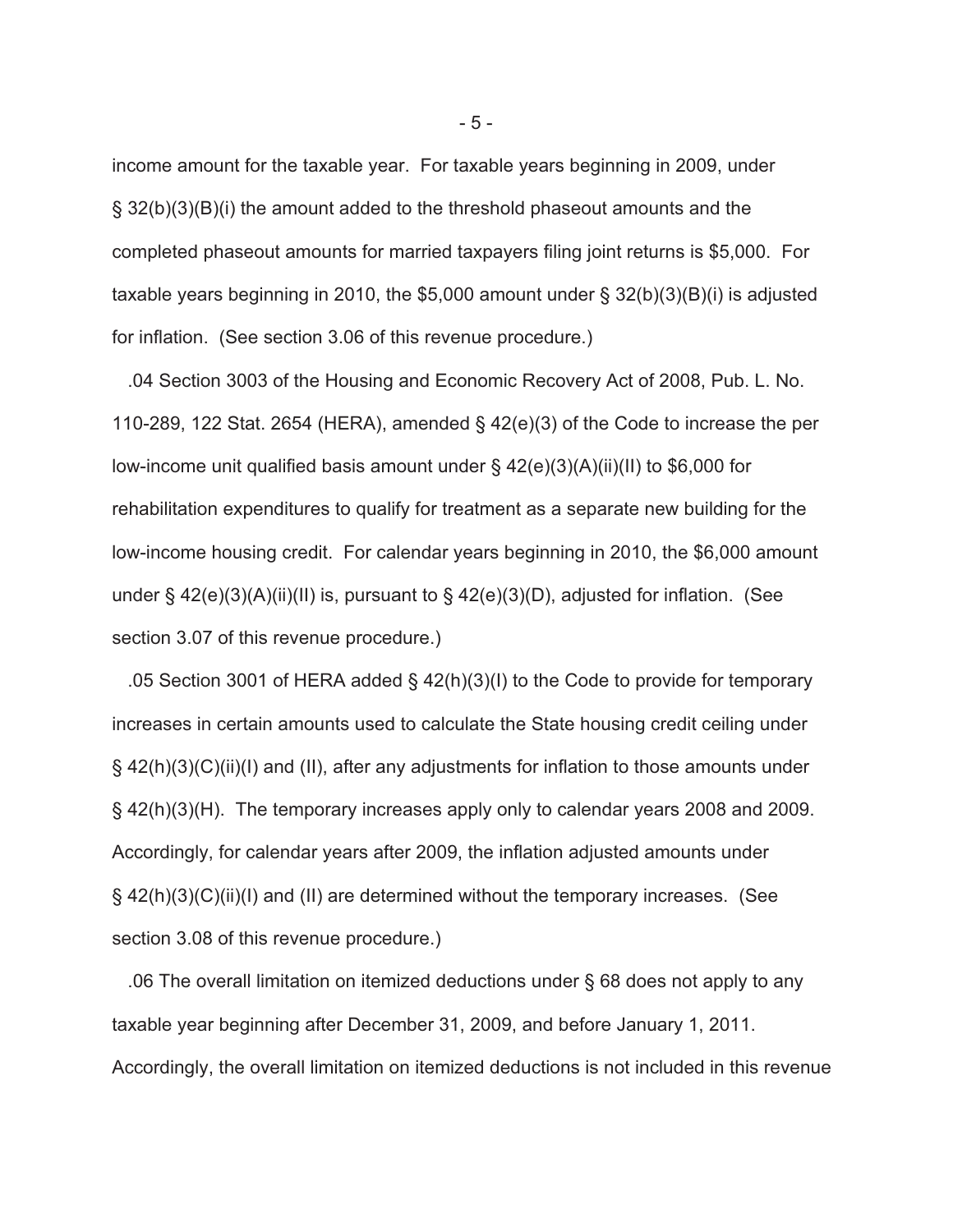income amount for the taxable year. For taxable years beginning in 2009, under § 32(b)(3)(B)(i) the amount added to the threshold phaseout amounts and the completed phaseout amounts for married taxpayers filing joint returns is $5,000. For taxable years beginning in 2010, the $5,000 amount under § 32(b)(3)(B)(i) is adjusted for inflation. (See section 3.06 of this revenue procedure.)

.04 Section 3003 of the Housing and Economic Recovery Act of 2008, Pub. L. No. 110-289, 122 Stat. 2654 (HERA), amended § 42(e)(3) of the Code to increase the per low-income unit qualified basis amount under § 42(e)(3)(A)(ii)(II) to $6,000 for rehabilitation expenditures to qualify for treatment as a separate new building for the low-income housing credit. For calendar years beginning in 2010, the $6,000 amount under § 42(e)(3)(A)(ii)(II) is, pursuant to § 42(e)(3)(D), adjusted for inflation. (See section 3.07 of this revenue procedure.)

.05 Section 3001 of HERA added § 42(h)(3)(I) to the Code to provide for temporary increases in certain amounts used to calculate the State housing credit ceiling under § 42(h)(3)(C)(ii)(I) and (II), after any adjustments for inflation to those amounts under § 42(h)(3)(H). The temporary increases apply only to calendar years 2008 and 2009. Accordingly, for calendar years after 2009, the inflation adjusted amounts under § 42(h)(3)(C)(ii)(I) and (II) are determined without the temporary increases. (See section 3.08 of this revenue procedure.)

.06 The overall limitation on itemized deductions under § 68 does not apply to any taxable year beginning after December 31, 2009, and before January 1, 2011. Accordingly, the overall limitation on itemized deductions is not included in this revenue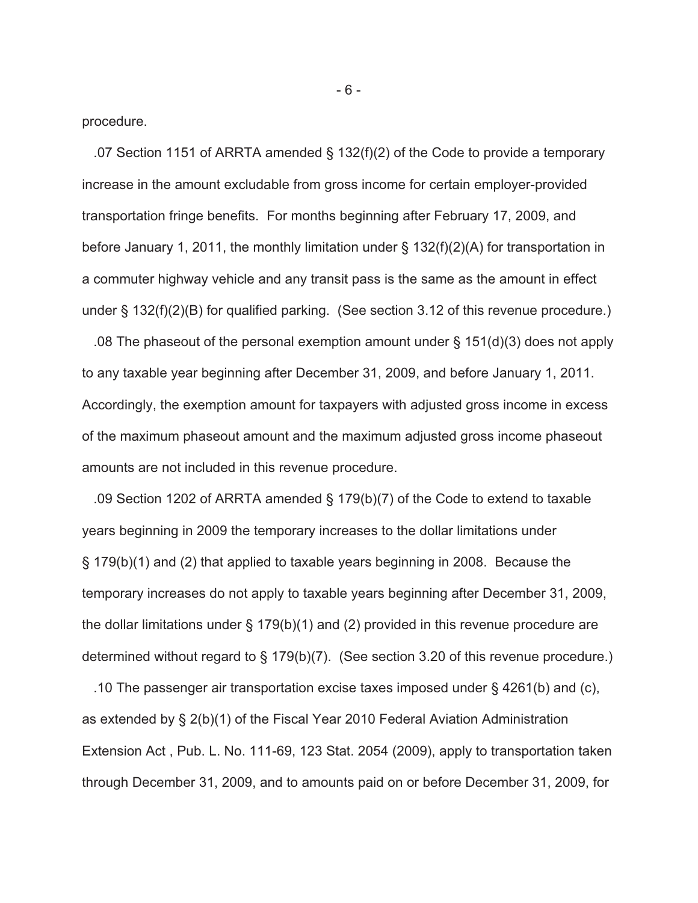procedure.

.07 Section 1151 of ARRTA amended § 132(f)(2) of the Code to provide a temporary increase in the amount excludable from gross income for certain employer-provided transportation fringe benefits. For months beginning after February 17, 2009, and before January 1, 2011, the monthly limitation under § 132(f)(2)(A) for transportation in a commuter highway vehicle and any transit pass is the same as the amount in effect under § 132(f)(2)(B) for qualified parking. (See section 3.12 of this revenue procedure.)

.08 The phaseout of the personal exemption amount under § 151(d)(3) does not apply to any taxable year beginning after December 31, 2009, and before January 1, 2011. Accordingly, the exemption amount for taxpayers with adjusted gross income in excess of the maximum phaseout amount and the maximum adjusted gross income phaseout amounts are not included in this revenue procedure.

.09 Section 1202 of ARRTA amended § 179(b)(7) of the Code to extend to taxable years beginning in 2009 the temporary increases to the dollar limitations under § 179(b)(1) and (2) that applied to taxable years beginning in 2008. Because the temporary increases do not apply to taxable years beginning after December 31, 2009, the dollar limitations under § 179(b)(1) and (2) provided in this revenue procedure are determined without regard to § 179(b)(7). (See section 3.20 of this revenue procedure.)

.10 The passenger air transportation excise taxes imposed under § 4261(b) and (c), as extended by § 2(b)(1) of the Fiscal Year 2010 Federal Aviation Administration Extension Act , Pub. L. No. 111-69, 123 Stat. 2054 (2009), apply to transportation taken through December 31, 2009, and to amounts paid on or before December 31, 2009, for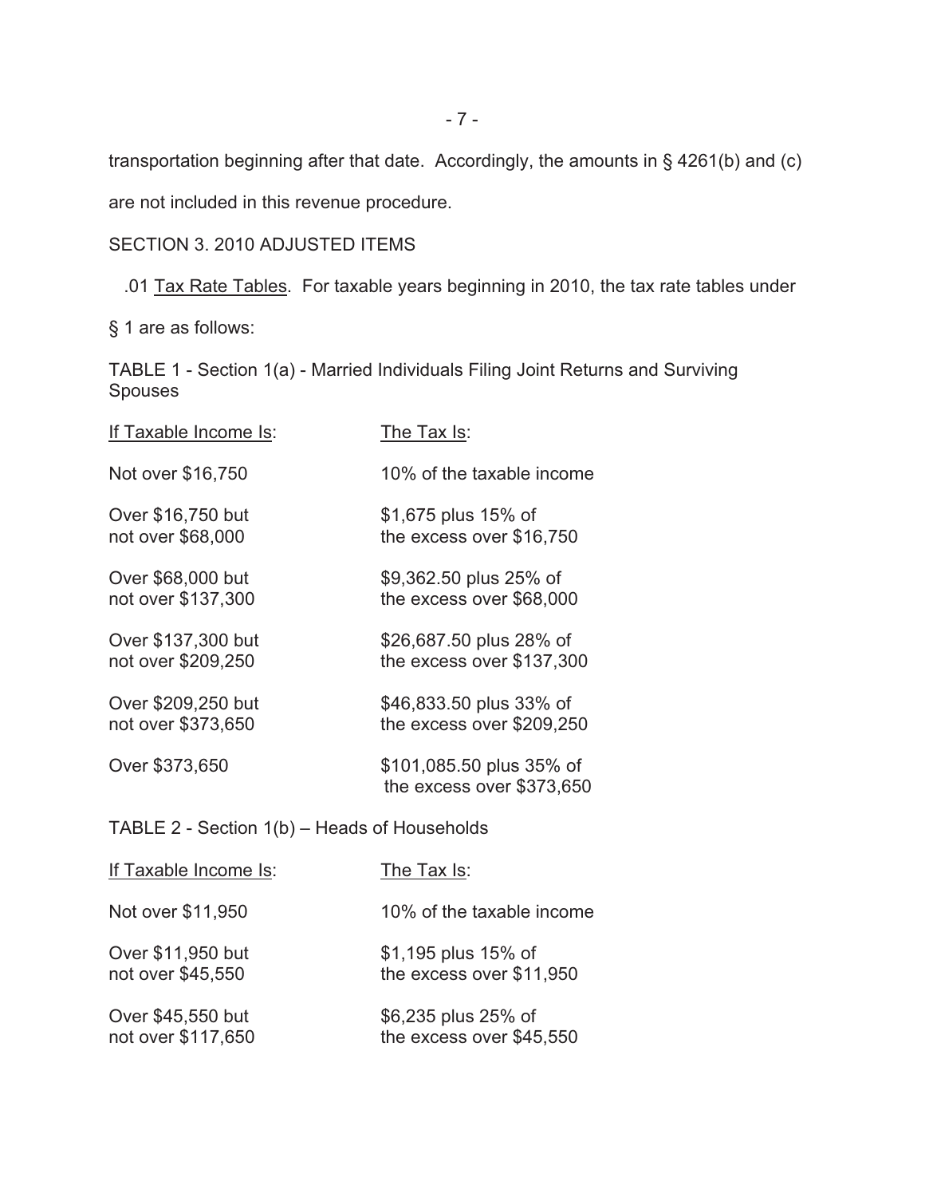transportation beginning after that date. Accordingly, the amounts in § 4261(b) and (c) are not included in this revenue procedure.

SECTION 3. 2010 ADJUSTED ITEMS

.01 Tax Rate Tables. For taxable years beginning in 2010, the tax rate tables under § 1 are as follows:

TABLE 1 - Section 1(a) - Married Individuals Filing Joint Returns and Surviving Spouses

| If Taxable Income Is: | The Tax Is: |
|---|---|
| Not over $16,750 | 10% of the taxable income |
| Over $16,750 but not over $68,000 | $1,675 plus 15% of the excess over $16,750 |
| Over $68,000 but not over $137,300 | $9,362.50 plus 25% of the excess over $68,000 |
| Over $137,300 but not over $209,250 | $26,687.50 plus 28% of the excess over $137,300 |
| Over $209,250 but not over $373,650 | $46,833.50 plus 33% of the excess over $209,250 |
| Over $373,650 | $101,085.50 plus 35% of the excess over $373,650 |

TABLE 2 - Section 1(b) – Heads of Households

| If Taxable Income Is: | The Tax Is: |
|---|---|
| Not over $11,950 | 10% of the taxable income |
| Over $11,950 but not over $45,550 | $1,195 plus 15% of the excess over $11,950 |
| Over $45,550 but not over $117,650 | $6,235 plus 25% of the excess over $45,550 |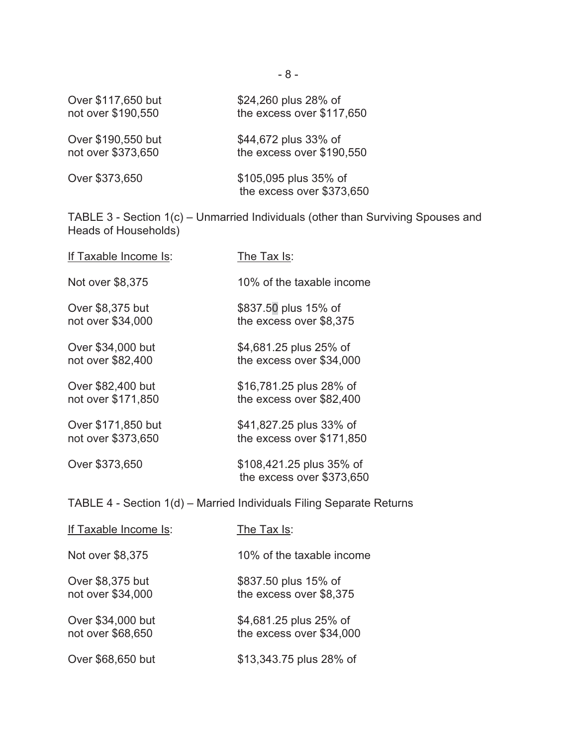| | |
|---|---|
| Over $117,650 but not over $190,550 | $24,260 plus 28% of the excess over $117,650 |
| Over $190,550 but not over $373,650 | $44,672 plus 33% of the excess over $190,550 |
| Over $373,650 | $105,095 plus 35% of the excess over $373,650 |

TABLE 3 - Section 1(c) – Unmarried Individuals (other than Surviving Spouses and Heads of Households)

| If Taxable Income Is: | The Tax Is: |
|---|---|
| Not over $8,375 | 10% of the taxable income |
| Over $8,375 but not over $34,000 | $837.50 plus 15% of the excess over $8,375 |
| Over $34,000 but not over $82,400 | $4,681.25 plus 25% of the excess over $34,000 |
| Over $82,400 but not over $171,850 | $16,781.25 plus 28% of the excess over $82,400 |
| Over $171,850 but not over $373,650 | $41,827.25 plus 33% of the excess over $171,850 |
| Over $373,650 | $108,421.25 plus 35% of the excess over $373,650 |

TABLE 4 - Section 1(d) – Married Individuals Filing Separate Returns

| If Taxable Income Is: | The Tax Is: |
|---|---|
| Not over $8,375 | 10% of the taxable income |
| Over $8,375 but not over $34,000 | $837.50 plus 15% of the excess over $8,375 |
| Over $34,000 but not over $68,650 | $4,681.25 plus 25% of the excess over $34,000 |
| Over $68,650 but | $13,343.75 plus 28% of |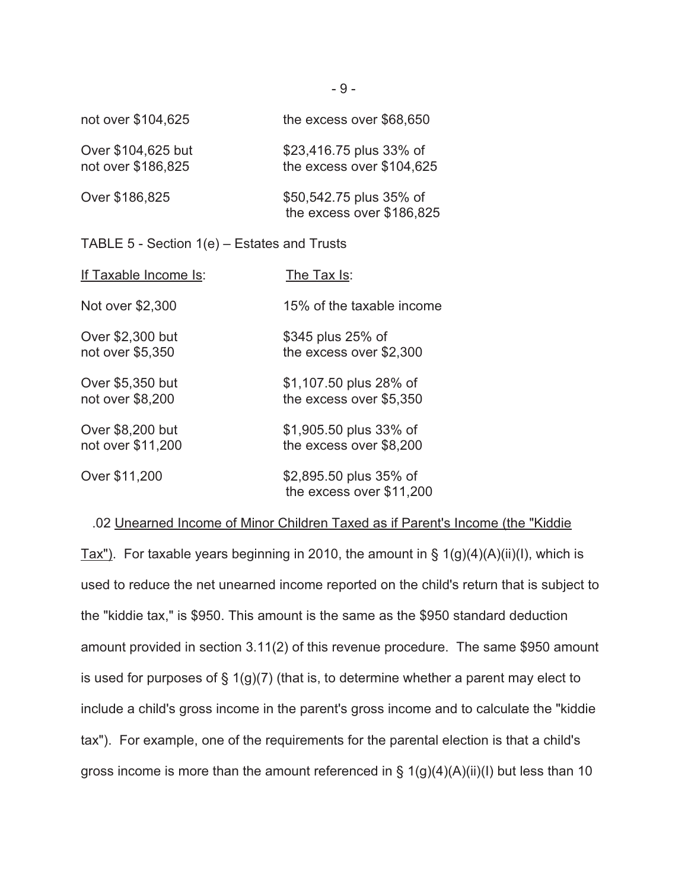| | |
|---|---|
| not over $104,625 | the excess over $68,650 |
| Over $104,625 but not over $186,825 | $23,416.75 plus 33% of the excess over $104,625 |
| Over $186,825 | $50,542.75 plus 35% of the excess over $186,825 |

TABLE 5 - Section 1(e) – Estates and Trusts

| If Taxable Income Is: | The Tax Is: |
|---|---|
| Not over $2,300 | 15% of the taxable income |
| Over $2,300 but not over $5,350 | $345 plus 25% of the excess over $2,300 |
| Over $5,350 but not over $8,200 | $1,107.50 plus 28% of the excess over $5,350 |
| Over $8,200 but not over $11,200 | $1,905.50 plus 33% of the excess over $8,200 |
| Over $11,200 | $2,895.50 plus 35% of the excess over $11,200 |

.02 Unearned Income of Minor Children Taxed as if Parent's Income (the "Kiddie Tax"). For taxable years beginning in 2010, the amount in § 1(g)(4)(A)(ii)(I), which is used to reduce the net unearned income reported on the child's return that is subject to the "kiddie tax," is $950. This amount is the same as the $950 standard deduction amount provided in section 3.11(2) of this revenue procedure. The same $950 amount is used for purposes of § 1(g)(7) (that is, to determine whether a parent may elect to include a child's gross income in the parent's gross income and to calculate the "kiddie tax"). For example, one of the requirements for the parental election is that a child's gross income is more than the amount referenced in § 1(g)(4)(A)(ii)(I) but less than 10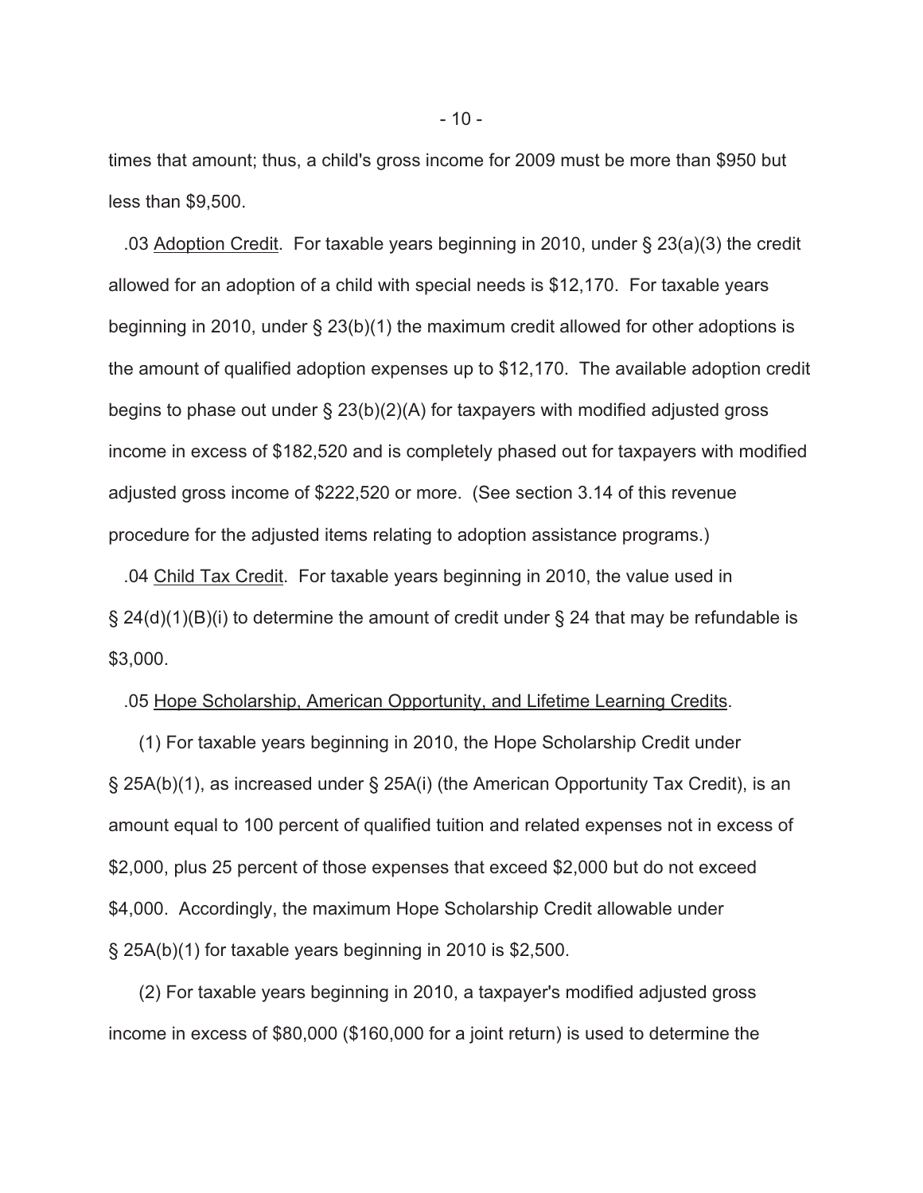times that amount; thus, a child's gross income for 2009 must be more than $950 but less than $9,500.

.03 Adoption Credit. For taxable years beginning in 2010, under § 23(a)(3) the credit allowed for an adoption of a child with special needs is $12,170. For taxable years beginning in 2010, under § 23(b)(1) the maximum credit allowed for other adoptions is the amount of qualified adoption expenses up to $12,170. The available adoption credit begins to phase out under § 23(b)(2)(A) for taxpayers with modified adjusted gross income in excess of $182,520 and is completely phased out for taxpayers with modified adjusted gross income of $222,520 or more. (See section 3.14 of this revenue procedure for the adjusted items relating to adoption assistance programs.)

.04 Child Tax Credit. For taxable years beginning in 2010, the value used in § 24(d)(1)(B)(i) to determine the amount of credit under § 24 that may be refundable is $3,000.

.05 Hope Scholarship, American Opportunity, and Lifetime Learning Credits.

(1) For taxable years beginning in 2010, the Hope Scholarship Credit under § 25A(b)(1), as increased under § 25A(i) (the American Opportunity Tax Credit), is an amount equal to 100 percent of qualified tuition and related expenses not in excess of $2,000, plus 25 percent of those expenses that exceed $2,000 but do not exceed $4,000. Accordingly, the maximum Hope Scholarship Credit allowable under § 25A(b)(1) for taxable years beginning in 2010 is $2,500.

(2) For taxable years beginning in 2010, a taxpayer's modified adjusted gross income in excess of $80,000 ($160,000 for a joint return) is used to determine the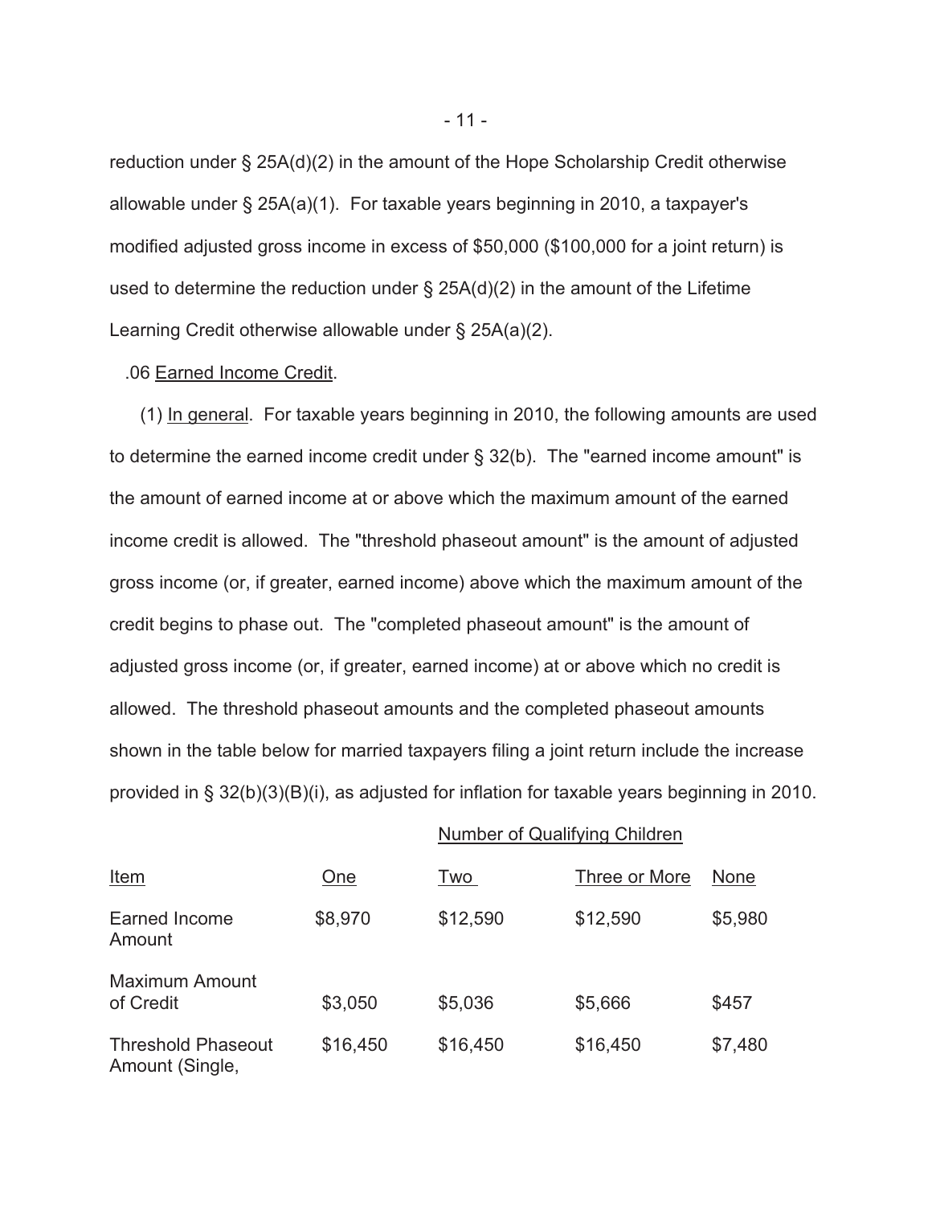reduction under § 25A(d)(2) in the amount of the Hope Scholarship Credit otherwise allowable under § 25A(a)(1). For taxable years beginning in 2010, a taxpayer's modified adjusted gross income in excess of $50,000 ($100,000 for a joint return) is used to determine the reduction under § 25A(d)(2) in the amount of the Lifetime Learning Credit otherwise allowable under § 25A(a)(2).

.06 Earned Income Credit.

(1) In general. For taxable years beginning in 2010, the following amounts are used to determine the earned income credit under § 32(b). The "earned income amount" is the amount of earned income at or above which the maximum amount of the earned income credit is allowed. The "threshold phaseout amount" is the amount of adjusted gross income (or, if greater, earned income) above which the maximum amount of the credit begins to phase out. The "completed phaseout amount" is the amount of adjusted gross income (or, if greater, earned income) at or above which no credit is allowed. The threshold phaseout amounts and the completed phaseout amounts shown in the table below for married taxpayers filing a joint return include the increase provided in § 32(b)(3)(B)(i), as adjusted for inflation for taxable years beginning in 2010.

| | Number of Qualifying Children | | | |
|---|---|---|---|---|
| Item | One | Two | Three or More | None |
| Earned Income Amount | $8,970 | $12,590 | $12,590 | $5,980 |
| Maximum Amount of Credit | $3,050 | $5,036 | $5,666 | $457 |
| Threshold Phaseout Amount (Single, | $16,450 | $16,450 | $16,450 | $7,480 |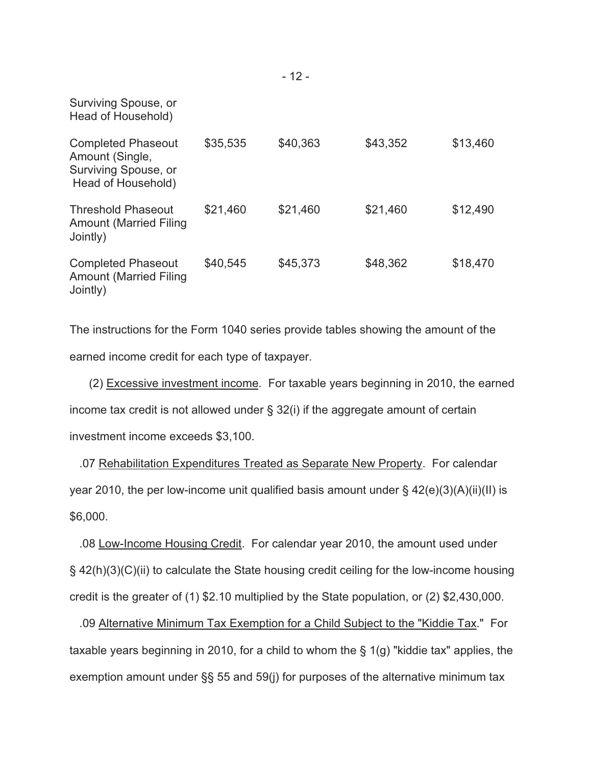| | | | | |
|---|---|---|---|---|
| Surviving Spouse, or Head of Household) | | | | |
| Completed Phaseout Amount (Single, Surviving Spouse, or Head of Household) | $35,535 | $40,363 | $43,352 | $13,460 |
| Threshold Phaseout Amount (Married Filing Jointly) | $21,460 | $21,460 | $21,460 | $12,490 |
| Completed Phaseout Amount (Married Filing Jointly) | $40,545 | $45,373 | $48,362 | $18,470 |

The instructions for the Form 1040 series provide tables showing the amount of the earned income credit for each type of taxpayer.

(2) Excessive investment income. For taxable years beginning in 2010, the earned income tax credit is not allowed under § 32(i) if the aggregate amount of certain investment income exceeds $3,100.

.07 Rehabilitation Expenditures Treated as Separate New Property. For calendar year 2010, the per low-income unit qualified basis amount under § 42(e)(3)(A)(ii)(II) is $6,000.

.08 Low-Income Housing Credit. For calendar year 2010, the amount used under § 42(h)(3)(C)(ii) to calculate the State housing credit ceiling for the low-income housing credit is the greater of (1) $2.10 multiplied by the State population, or (2) $2,430,000.

.09 Alternative Minimum Tax Exemption for a Child Subject to the "Kiddie Tax." For taxable years beginning in 2010, for a child to whom the § 1(g) "kiddie tax" applies, the exemption amount under §§ 55 and 59(j) for purposes of the alternative minimum tax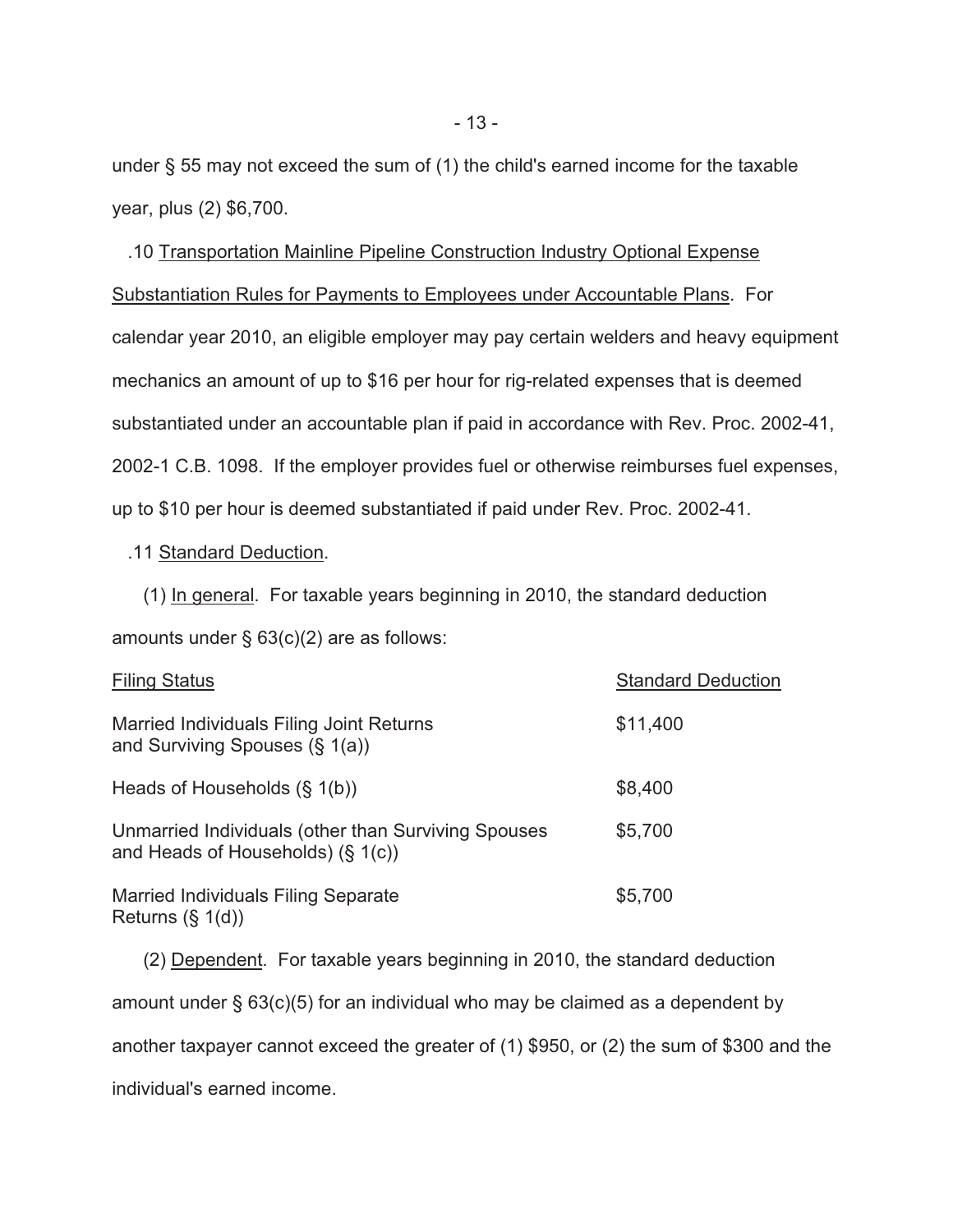under § 55 may not exceed the sum of (1) the child's earned income for the taxable year, plus (2) $6,700.

.10 Transportation Mainline Pipeline Construction Industry Optional Expense Substantiation Rules for Payments to Employees under Accountable Plans. For calendar year 2010, an eligible employer may pay certain welders and heavy equipment mechanics an amount of up to $16 per hour for rig-related expenses that is deemed substantiated under an accountable plan if paid in accordance with Rev. Proc. 2002-41, 2002-1 C.B. 1098. If the employer provides fuel or otherwise reimburses fuel expenses, up to $10 per hour is deemed substantiated if paid under Rev. Proc. 2002-41.

.11 Standard Deduction.

(1) In general. For taxable years beginning in 2010, the standard deduction amounts under § 63(c)(2) are as follows:

| Filing Status | Standard Deduction |
|---|---|
| Married Individuals Filing Joint Returns and Surviving Spouses (§ 1(a)) | $11,400 |
| Heads of Households (§ 1(b)) | $8,400 |
| Unmarried Individuals (other than Surviving Spouses and Heads of Households) (§ 1(c)) | $5,700 |
| Married Individuals Filing Separate Returns (§ 1(d)) | $5,700 |

(2) Dependent. For taxable years beginning in 2010, the standard deduction amount under § 63(c)(5) for an individual who may be claimed as a dependent by another taxpayer cannot exceed the greater of (1) $950, or (2) the sum of $300 and the individual's earned income.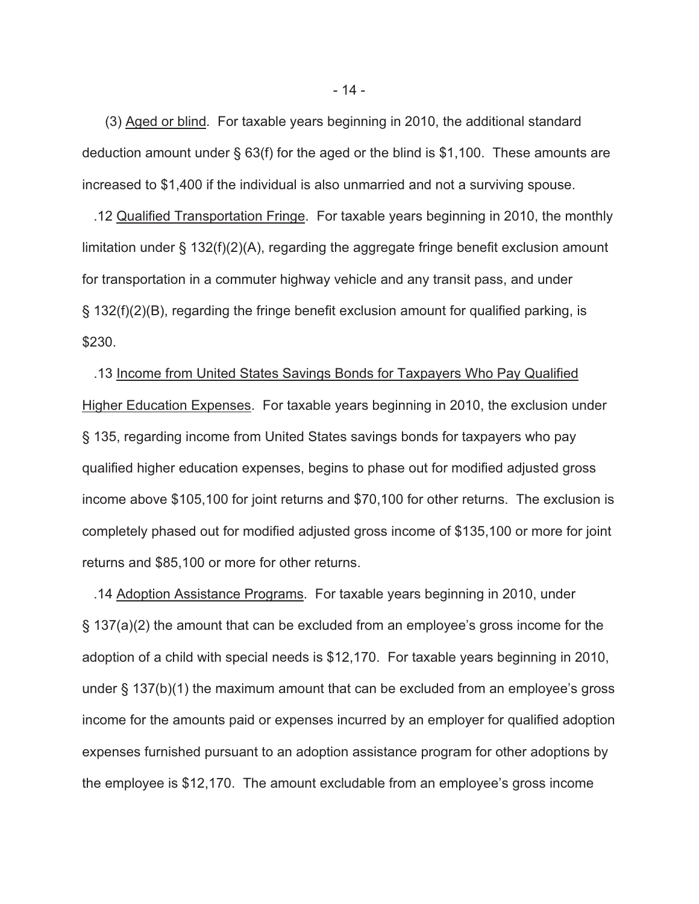(3) Aged or blind. For taxable years beginning in 2010, the additional standard deduction amount under § 63(f) for the aged or the blind is $1,100. These amounts are increased to $1,400 if the individual is also unmarried and not a surviving spouse.

.12 Qualified Transportation Fringe. For taxable years beginning in 2010, the monthly limitation under § 132(f)(2)(A), regarding the aggregate fringe benefit exclusion amount for transportation in a commuter highway vehicle and any transit pass, and under § 132(f)(2)(B), regarding the fringe benefit exclusion amount for qualified parking, is $230.

.13 Income from United States Savings Bonds for Taxpayers Who Pay Qualified Higher Education Expenses. For taxable years beginning in 2010, the exclusion under § 135, regarding income from United States savings bonds for taxpayers who pay qualified higher education expenses, begins to phase out for modified adjusted gross income above $105,100 for joint returns and $70,100 for other returns. The exclusion is completely phased out for modified adjusted gross income of $135,100 or more for joint returns and $85,100 or more for other returns.

.14 Adoption Assistance Programs. For taxable years beginning in 2010, under § 137(a)(2) the amount that can be excluded from an employee's gross income for the adoption of a child with special needs is $12,170. For taxable years beginning in 2010, under § 137(b)(1) the maximum amount that can be excluded from an employee's gross income for the amounts paid or expenses incurred by an employer for qualified adoption expenses furnished pursuant to an adoption assistance program for other adoptions by the employee is $12,170. The amount excludable from an employee's gross income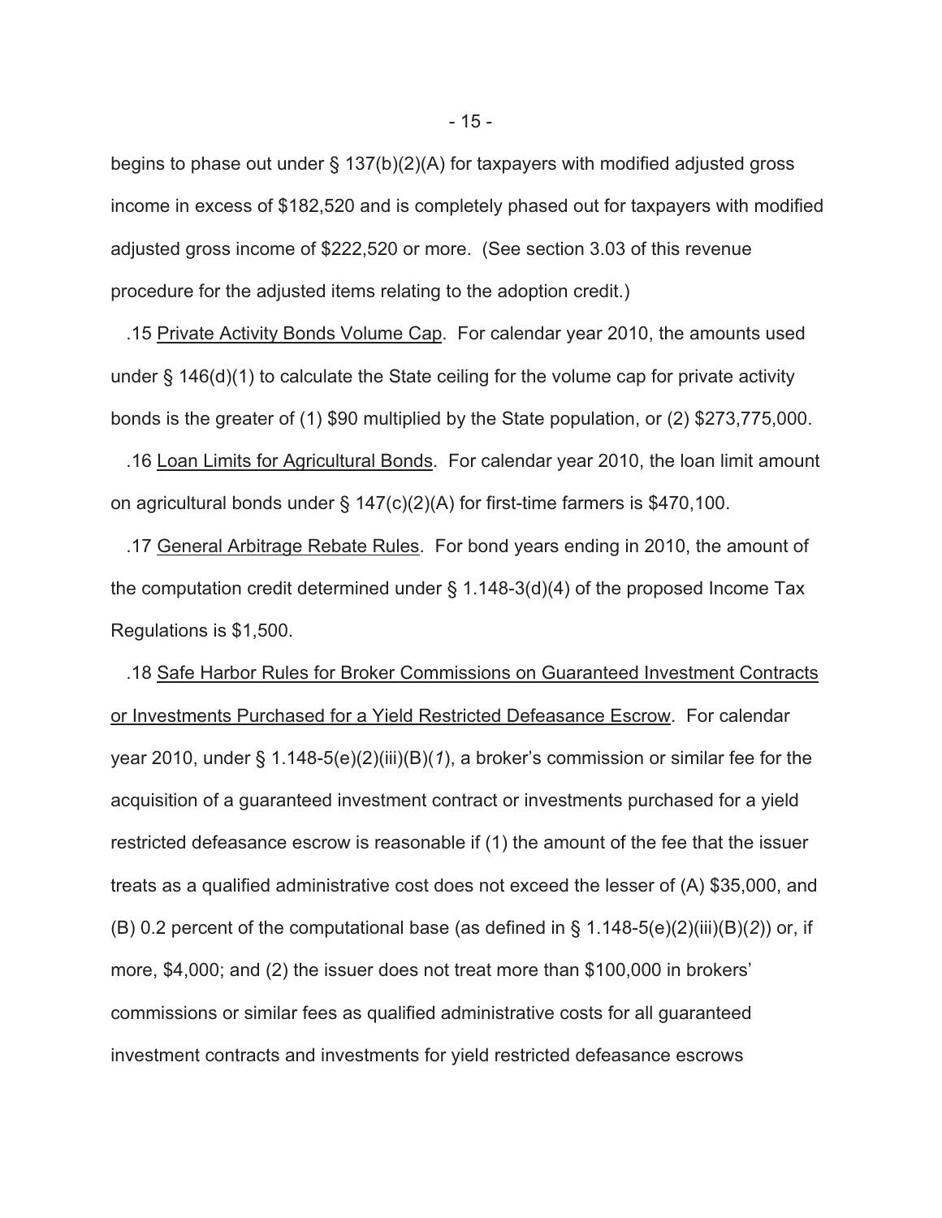begins to phase out under § 137(b)(2)(A) for taxpayers with modified adjusted gross income in excess of $182,520 and is completely phased out for taxpayers with modified adjusted gross income of $222,520 or more. (See section 3.03 of this revenue procedure for the adjusted items relating to the adoption credit.)

.15 Private Activity Bonds Volume Cap. For calendar year 2010, the amounts used under § 146(d)(1) to calculate the State ceiling for the volume cap for private activity bonds is the greater of (1) $90 multiplied by the State population, or (2) $273,775,000.

.16 Loan Limits for Agricultural Bonds. For calendar year 2010, the loan limit amount on agricultural bonds under § 147(c)(2)(A) for first-time farmers is $470,100.

.17 General Arbitrage Rebate Rules. For bond years ending in 2010, the amount of the computation credit determined under § 1.148-3(d)(4) of the proposed Income Tax Regulations is $1,500.

.18 Safe Harbor Rules for Broker Commissions on Guaranteed Investment Contracts or Investments Purchased for a Yield Restricted Defeasance Escrow. For calendar year 2010, under § 1.148-5(e)(2)(iii)(B)(*1*), a broker's commission or similar fee for the acquisition of a guaranteed investment contract or investments purchased for a yield restricted defeasance escrow is reasonable if (1) the amount of the fee that the issuer treats as a qualified administrative cost does not exceed the lesser of (A) $35,000, and (B) 0.2 percent of the computational base (as defined in § 1.148-5(e)(2)(iii)(B)(*2*)) or, if more, $4,000; and (2) the issuer does not treat more than $100,000 in brokers' commissions or similar fees as qualified administrative costs for all guaranteed investment contracts and investments for yield restricted defeasance escrows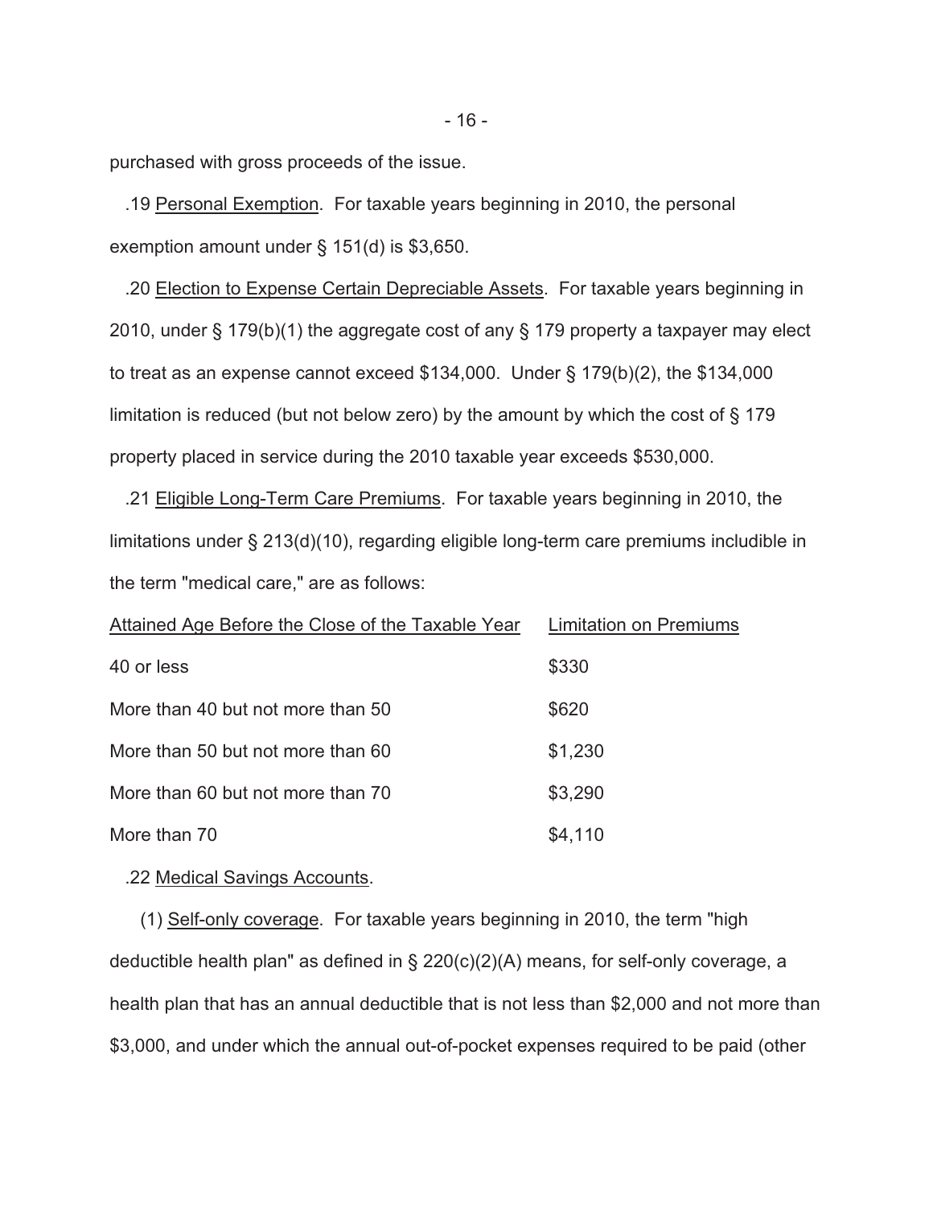purchased with gross proceeds of the issue.

.19 Personal Exemption. For taxable years beginning in 2010, the personal exemption amount under § 151(d) is $3,650.

.20 Election to Expense Certain Depreciable Assets. For taxable years beginning in 2010, under § 179(b)(1) the aggregate cost of any § 179 property a taxpayer may elect to treat as an expense cannot exceed $134,000. Under § 179(b)(2), the $134,000 limitation is reduced (but not below zero) by the amount by which the cost of § 179 property placed in service during the 2010 taxable year exceeds $530,000.

.21 Eligible Long-Term Care Premiums. For taxable years beginning in 2010, the limitations under § 213(d)(10), regarding eligible long-term care premiums includible in the term "medical care," are as follows:

| Attained Age Before the Close of the Taxable Year | Limitation on Premiums |
|---|---|
| 40 or less | $330 |
| More than 40 but not more than 50 | $620 |
| More than 50 but not more than 60 | $1,230 |
| More than 60 but not more than 70 | $3,290 |
| More than 70 | $4,110 |

.22 Medical Savings Accounts.

(1) Self-only coverage. For taxable years beginning in 2010, the term "high deductible health plan" as defined in § 220(c)(2)(A) means, for self-only coverage, a health plan that has an annual deductible that is not less than $2,000 and not more than $3,000, and under which the annual out-of-pocket expenses required to be paid (other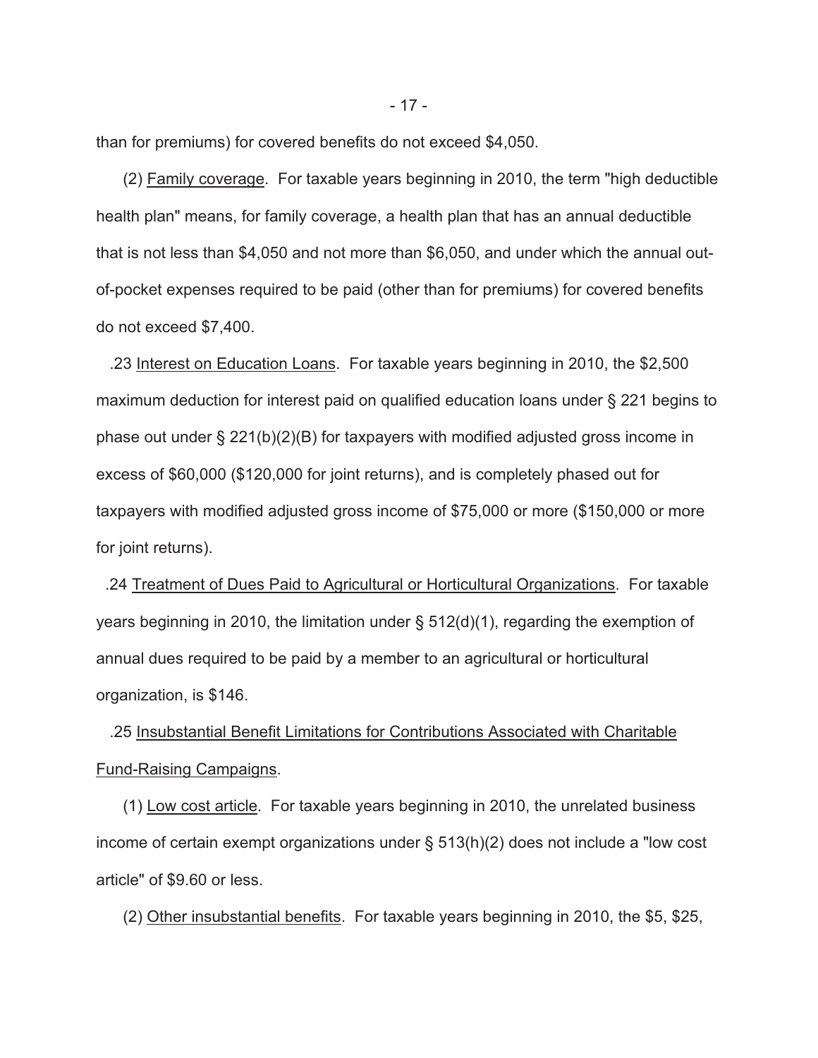than for premiums) for covered benefits do not exceed $4,050.

(2) Family coverage. For taxable years beginning in 2010, the term "high deductible health plan" means, for family coverage, a health plan that has an annual deductible that is not less than $4,050 and not more than $6,050, and under which the annual out-of-pocket expenses required to be paid (other than for premiums) for covered benefits do not exceed $7,400.

.23 Interest on Education Loans. For taxable years beginning in 2010, the $2,500 maximum deduction for interest paid on qualified education loans under § 221 begins to phase out under § 221(b)(2)(B) for taxpayers with modified adjusted gross income in excess of $60,000 ($120,000 for joint returns), and is completely phased out for taxpayers with modified adjusted gross income of $75,000 or more ($150,000 or more for joint returns).

.24 Treatment of Dues Paid to Agricultural or Horticultural Organizations. For taxable years beginning in 2010, the limitation under § 512(d)(1), regarding the exemption of annual dues required to be paid by a member to an agricultural or horticultural organization, is $146.

.25 Insubstantial Benefit Limitations for Contributions Associated with Charitable Fund-Raising Campaigns.

(1) Low cost article. For taxable years beginning in 2010, the unrelated business income of certain exempt organizations under § 513(h)(2) does not include a "low cost article" of $9.60 or less.

(2) Other insubstantial benefits. For taxable years beginning in 2010, the $5, $25,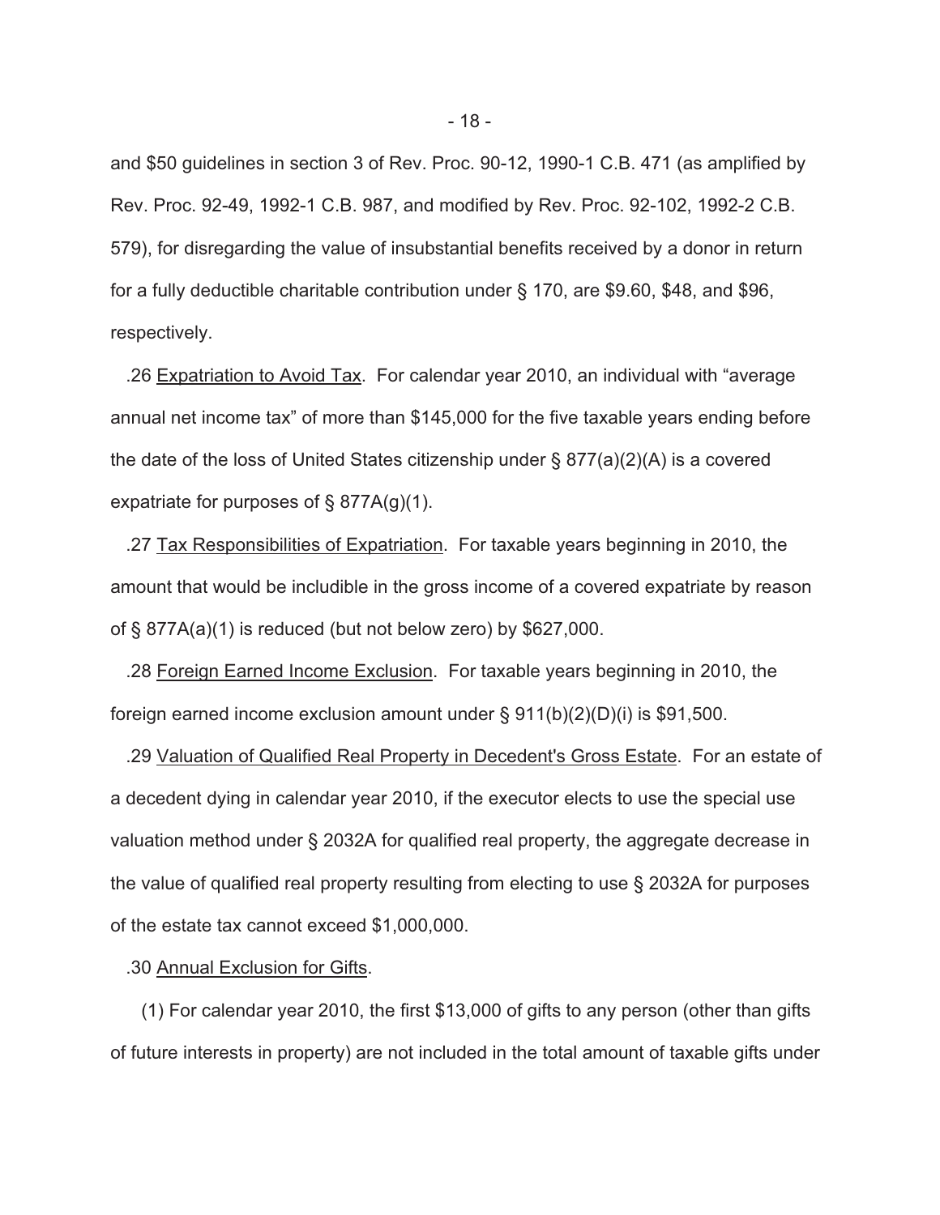and $50 guidelines in section 3 of Rev. Proc. 90-12, 1990-1 C.B. 471 (as amplified by Rev. Proc. 92-49, 1992-1 C.B. 987, and modified by Rev. Proc. 92-102, 1992-2 C.B. 579), for disregarding the value of insubstantial benefits received by a donor in return for a fully deductible charitable contribution under § 170, are $9.60, $48, and $96, respectively.

.26 Expatriation to Avoid Tax. For calendar year 2010, an individual with "average annual net income tax" of more than $145,000 for the five taxable years ending before the date of the loss of United States citizenship under § 877(a)(2)(A) is a covered expatriate for purposes of § 877A(g)(1).

.27 Tax Responsibilities of Expatriation. For taxable years beginning in 2010, the amount that would be includible in the gross income of a covered expatriate by reason of § 877A(a)(1) is reduced (but not below zero) by $627,000.

.28 Foreign Earned Income Exclusion. For taxable years beginning in 2010, the foreign earned income exclusion amount under § 911(b)(2)(D)(i) is $91,500.

.29 Valuation of Qualified Real Property in Decedent's Gross Estate. For an estate of a decedent dying in calendar year 2010, if the executor elects to use the special use valuation method under § 2032A for qualified real property, the aggregate decrease in the value of qualified real property resulting from electing to use § 2032A for purposes of the estate tax cannot exceed $1,000,000.

.30 Annual Exclusion for Gifts.

(1) For calendar year 2010, the first $13,000 of gifts to any person (other than gifts of future interests in property) are not included in the total amount of taxable gifts under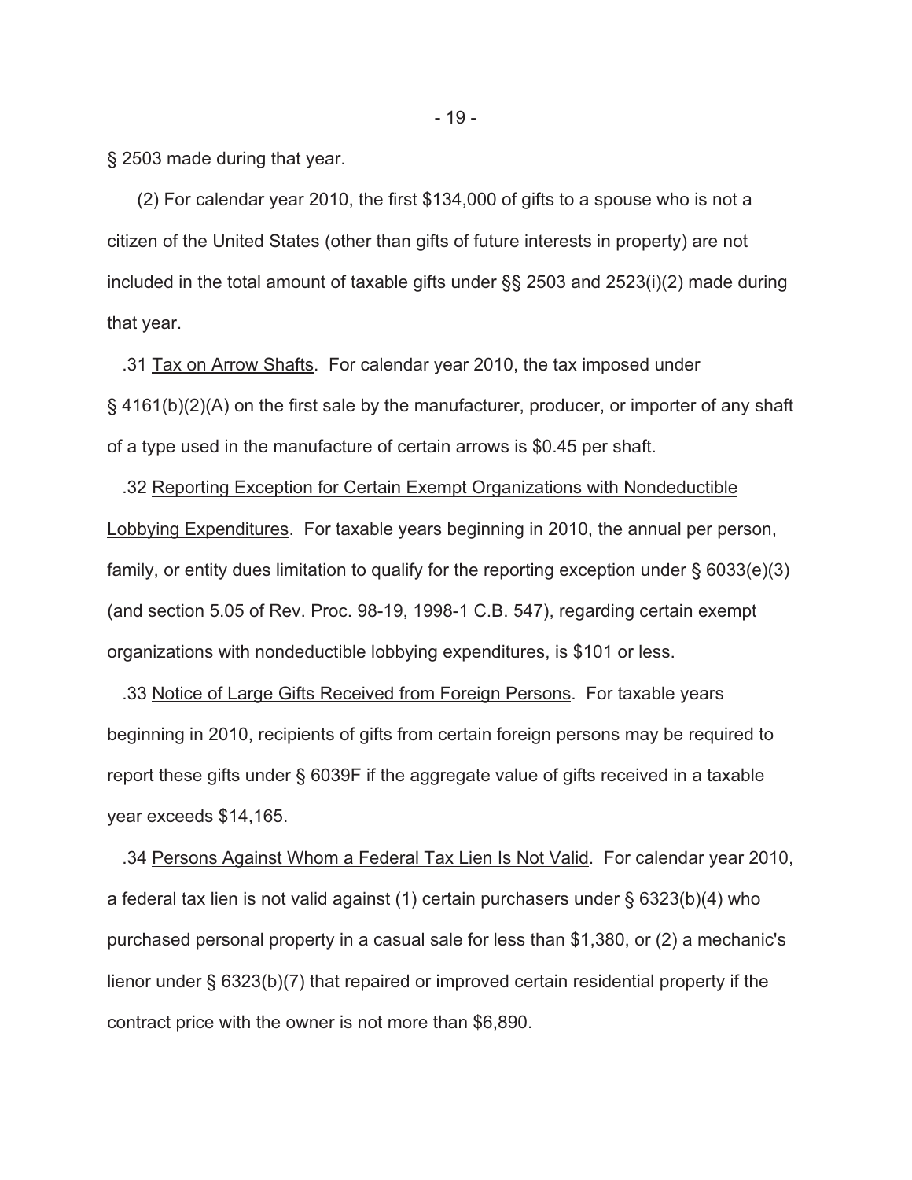§ 2503 made during that year.

(2) For calendar year 2010, the first $134,000 of gifts to a spouse who is not a citizen of the United States (other than gifts of future interests in property) are not included in the total amount of taxable gifts under §§ 2503 and 2523(i)(2) made during that year.

.31 <u>Tax on Arrow Shafts</u>. For calendar year 2010, the tax imposed under § 4161(b)(2)(A) on the first sale by the manufacturer, producer, or importer of any shaft of a type used in the manufacture of certain arrows is $0.45 per shaft.

.32 <u>Reporting Exception for Certain Exempt Organizations with Nondeductible Lobbying Expenditures</u>. For taxable years beginning in 2010, the annual per person, family, or entity dues limitation to qualify for the reporting exception under § 6033(e)(3) (and section 5.05 of Rev. Proc. 98-19, 1998-1 C.B. 547), regarding certain exempt organizations with nondeductible lobbying expenditures, is $101 or less.

.33 <u>Notice of Large Gifts Received from Foreign Persons</u>. For taxable years beginning in 2010, recipients of gifts from certain foreign persons may be required to report these gifts under § 6039F if the aggregate value of gifts received in a taxable year exceeds $14,165.

.34 <u>Persons Against Whom a Federal Tax Lien Is Not Valid</u>. For calendar year 2010, a federal tax lien is not valid against (1) certain purchasers under § 6323(b)(4) who purchased personal property in a casual sale for less than $1,380, or (2) a mechanic's lienor under § 6323(b)(7) that repaired or improved certain residential property if the contract price with the owner is not more than $6,890.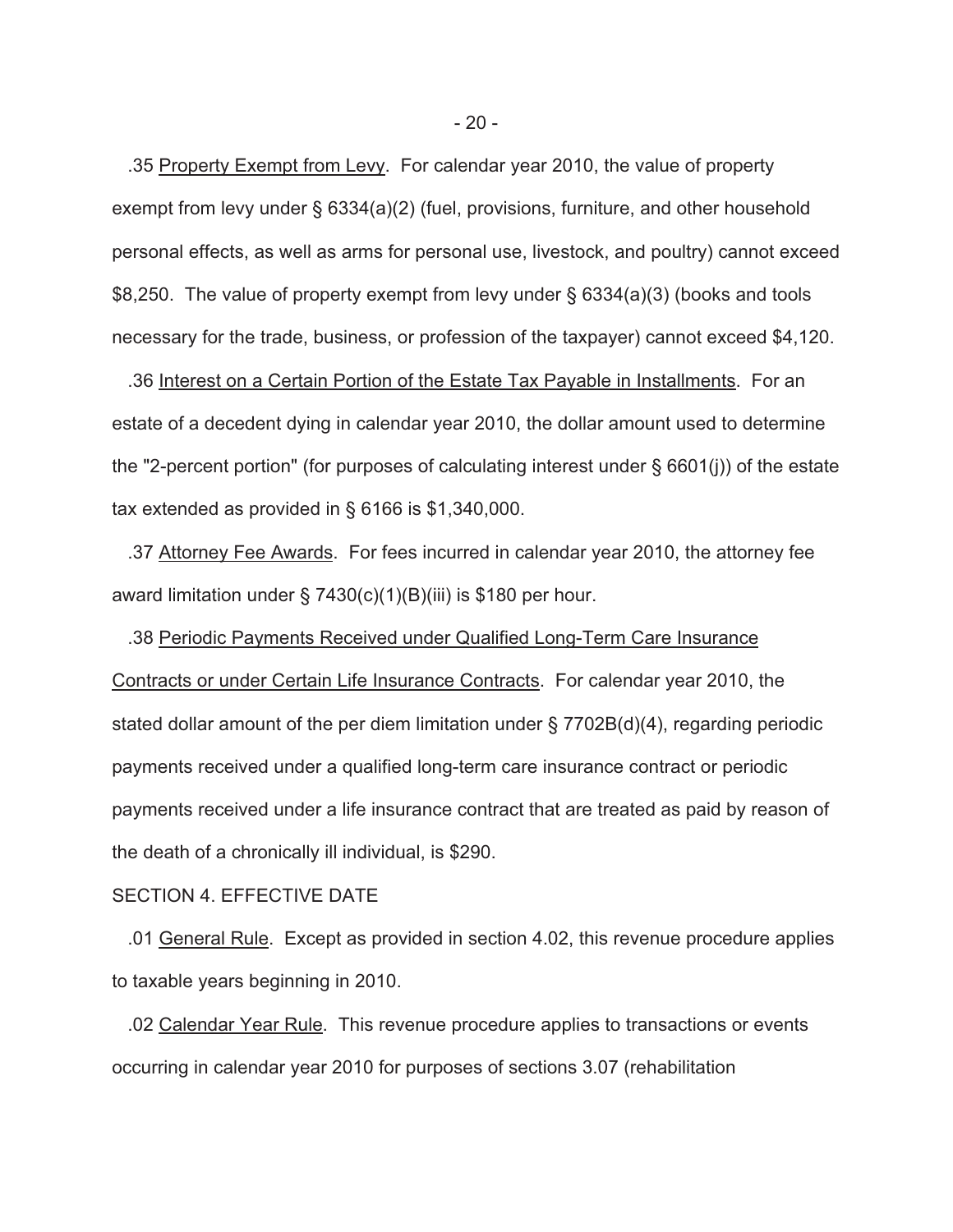.35 Property Exempt from Levy. For calendar year 2010, the value of property exempt from levy under § 6334(a)(2) (fuel, provisions, furniture, and other household personal effects, as well as arms for personal use, livestock, and poultry) cannot exceed \$8,250. The value of property exempt from levy under § 6334(a)(3) (books and tools necessary for the trade, business, or profession of the taxpayer) cannot exceed \$4,120.

.36 Interest on a Certain Portion of the Estate Tax Payable in Installments. For an estate of a decedent dying in calendar year 2010, the dollar amount used to determine the "2-percent portion" (for purposes of calculating interest under § 6601(j)) of the estate tax extended as provided in § 6166 is \$1,340,000.

.37 Attorney Fee Awards. For fees incurred in calendar year 2010, the attorney fee award limitation under § 7430(c)(1)(B)(iii) is \$180 per hour.

.38 Periodic Payments Received under Qualified Long-Term Care Insurance Contracts or under Certain Life Insurance Contracts. For calendar year 2010, the stated dollar amount of the per diem limitation under § 7702B(d)(4), regarding periodic payments received under a qualified long-term care insurance contract or periodic payments received under a life insurance contract that are treated as paid by reason of the death of a chronically ill individual, is \$290.

SECTION 4. EFFECTIVE DATE

.01 General Rule. Except as provided in section 4.02, this revenue procedure applies to taxable years beginning in 2010.

.02 Calendar Year Rule. This revenue procedure applies to transactions or events occurring in calendar year 2010 for purposes of sections 3.07 (rehabilitation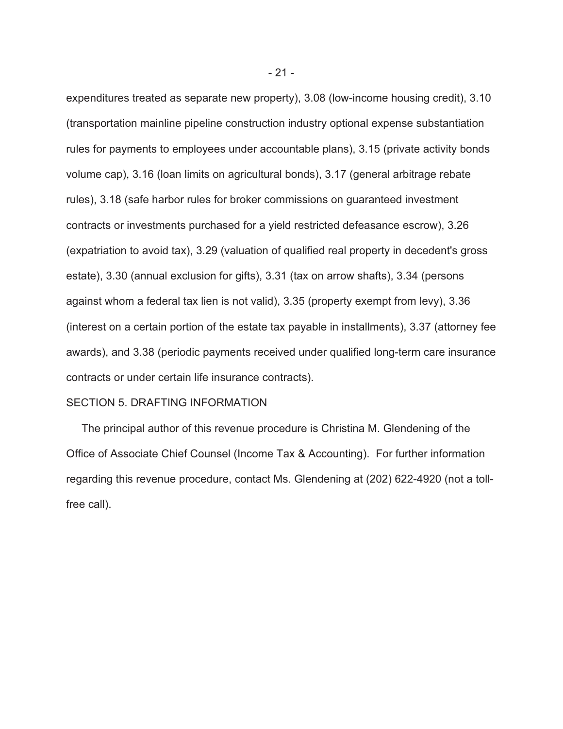expenditures treated as separate new property), 3.08 (low-income housing credit), 3.10 (transportation mainline pipeline construction industry optional expense substantiation rules for payments to employees under accountable plans), 3.15 (private activity bonds volume cap), 3.16 (loan limits on agricultural bonds), 3.17 (general arbitrage rebate rules), 3.18 (safe harbor rules for broker commissions on guaranteed investment contracts or investments purchased for a yield restricted defeasance escrow), 3.26 (expatriation to avoid tax), 3.29 (valuation of qualified real property in decedent's gross estate), 3.30 (annual exclusion for gifts), 3.31 (tax on arrow shafts), 3.34 (persons against whom a federal tax lien is not valid), 3.35 (property exempt from levy), 3.36 (interest on a certain portion of the estate tax payable in installments), 3.37 (attorney fee awards), and 3.38 (periodic payments received under qualified long-term care insurance contracts or under certain life insurance contracts).

SECTION 5. DRAFTING INFORMATION

The principal author of this revenue procedure is Christina M. Glendening of the Office of Associate Chief Counsel (Income Tax & Accounting). For further information regarding this revenue procedure, contact Ms. Glendening at (202) 622-4920 (not a toll-free call).